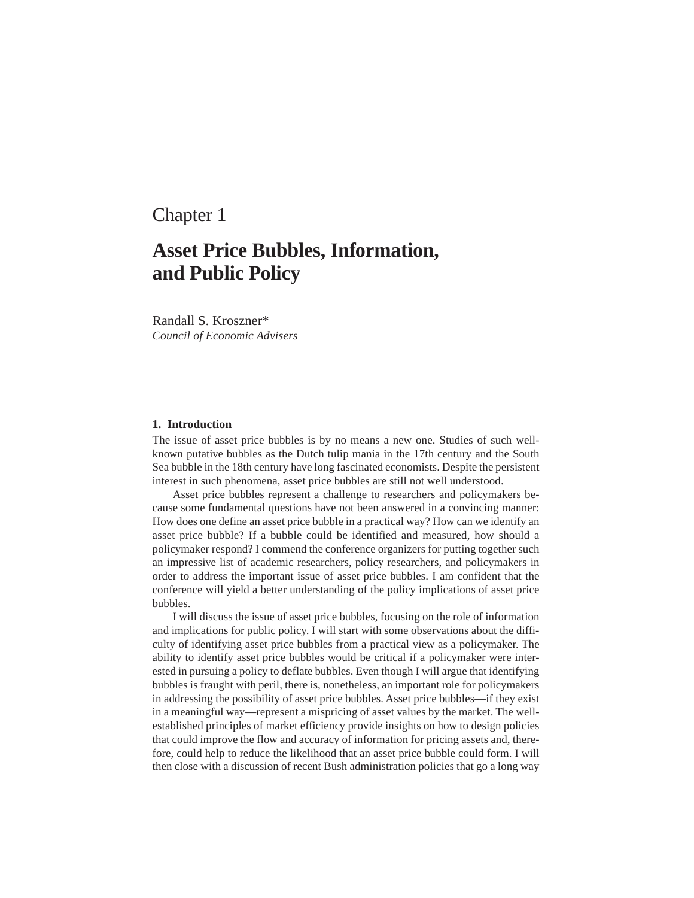Chapter 1

# Asset Price Bubbles, Information, and Public Policy

Randall S. Kroszner*
*Council of Economic Advisers*

## 1. Introduction

The issue of asset price bubbles is by no means a new one. Studies of such well-known putative bubbles as the Dutch tulip mania in the 17th century and the South Sea bubble in the 18th century have long fascinated economists. Despite the persistent interest in such phenomena, asset price bubbles are still not well understood.

Asset price bubbles represent a challenge to researchers and policymakers because some fundamental questions have not been answered in a convincing manner: How does one define an asset price bubble in a practical way? How can we identify an asset price bubble? If a bubble could be identified and measured, how should a policymaker respond? I commend the conference organizers for putting together such an impressive list of academic researchers, policy researchers, and policymakers in order to address the important issue of asset price bubbles. I am confident that the conference will yield a better understanding of the policy implications of asset price bubbles.

I will discuss the issue of asset price bubbles, focusing on the role of information and implications for public policy. I will start with some observations about the difficulty of identifying asset price bubbles from a practical view as a policymaker. The ability to identify asset price bubbles would be critical if a policymaker were interested in pursuing a policy to deflate bubbles. Even though I will argue that identifying bubbles is fraught with peril, there is, nonetheless, an important role for policymakers in addressing the possibility of asset price bubbles. Asset price bubbles—if they exist in a meaningful way—represent a mispricing of asset values by the market. The well-established principles of market efficiency provide insights on how to design policies that could improve the flow and accuracy of information for pricing assets and, therefore, could help to reduce the likelihood that an asset price bubble could form. I will then close with a discussion of recent Bush administration policies that go a long way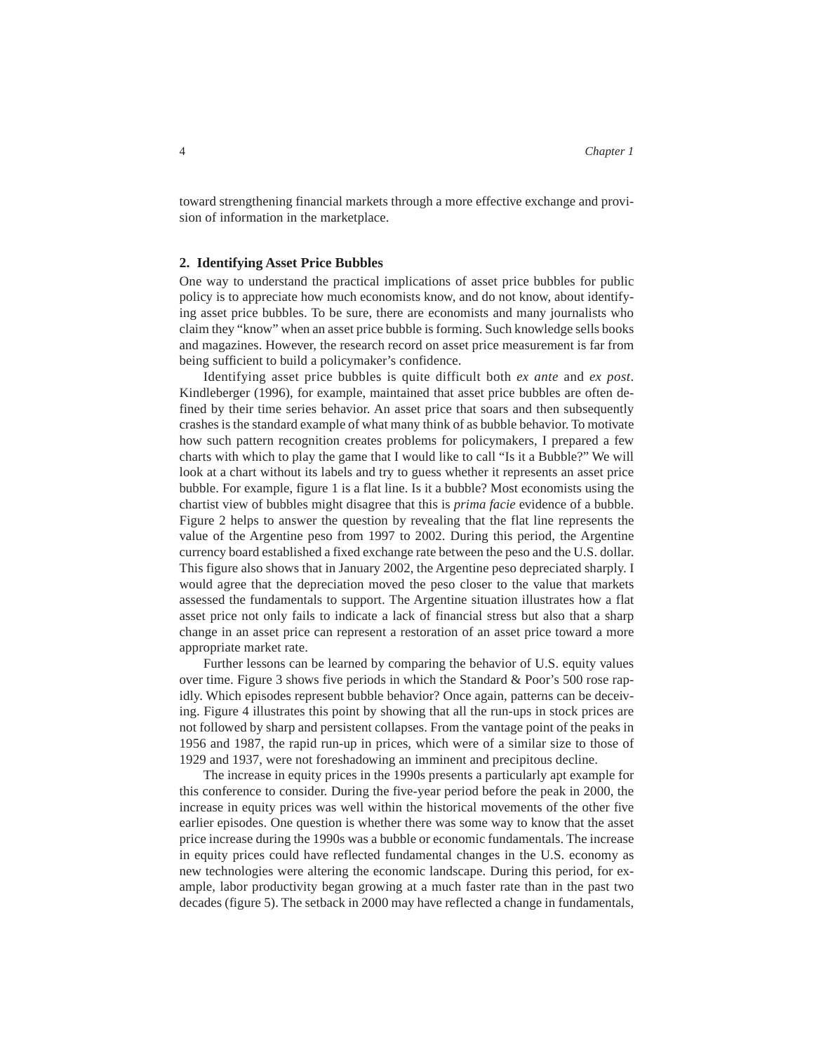toward strengthening financial markets through a more effective exchange and provision of information in the marketplace.

## 2. Identifying Asset Price Bubbles

One way to understand the practical implications of asset price bubbles for public policy is to appreciate how much economists know, and do not know, about identifying asset price bubbles. To be sure, there are economists and many journalists who claim they "know" when an asset price bubble is forming. Such knowledge sells books and magazines. However, the research record on asset price measurement is far from being sufficient to build a policymaker's confidence.

Identifying asset price bubbles is quite difficult both *ex ante* and *ex post*. Kindleberger (1996), for example, maintained that asset price bubbles are often defined by their time series behavior. An asset price that soars and then subsequently crashes is the standard example of what many think of as bubble behavior. To motivate how such pattern recognition creates problems for policymakers, I prepared a few charts with which to play the game that I would like to call "Is it a Bubble?" We will look at a chart without its labels and try to guess whether it represents an asset price bubble. For example, figure 1 is a flat line. Is it a bubble? Most economists using the chartist view of bubbles might disagree that this is *prima facie* evidence of a bubble. Figure 2 helps to answer the question by revealing that the flat line represents the value of the Argentine peso from 1997 to 2002. During this period, the Argentine currency board established a fixed exchange rate between the peso and the U.S. dollar. This figure also shows that in January 2002, the Argentine peso depreciated sharply. I would agree that the depreciation moved the peso closer to the value that markets assessed the fundamentals to support. The Argentine situation illustrates how a flat asset price not only fails to indicate a lack of financial stress but also that a sharp change in an asset price can represent a restoration of an asset price toward a more appropriate market rate.

Further lessons can be learned by comparing the behavior of U.S. equity values over time. Figure 3 shows five periods in which the Standard & Poor's 500 rose rapidly. Which episodes represent bubble behavior? Once again, patterns can be deceiving. Figure 4 illustrates this point by showing that all the run-ups in stock prices are not followed by sharp and persistent collapses. From the vantage point of the peaks in 1956 and 1987, the rapid run-up in prices, which were of a similar size to those of 1929 and 1937, were not foreshadowing an imminent and precipitous decline.

The increase in equity prices in the 1990s presents a particularly apt example for this conference to consider. During the five-year period before the peak in 2000, the increase in equity prices was well within the historical movements of the other five earlier episodes. One question is whether there was some way to know that the asset price increase during the 1990s was a bubble or economic fundamentals. The increase in equity prices could have reflected fundamental changes in the U.S. economy as new technologies were altering the economic landscape. During this period, for example, labor productivity began growing at a much faster rate than in the past two decades (figure 5). The setback in 2000 may have reflected a change in fundamentals,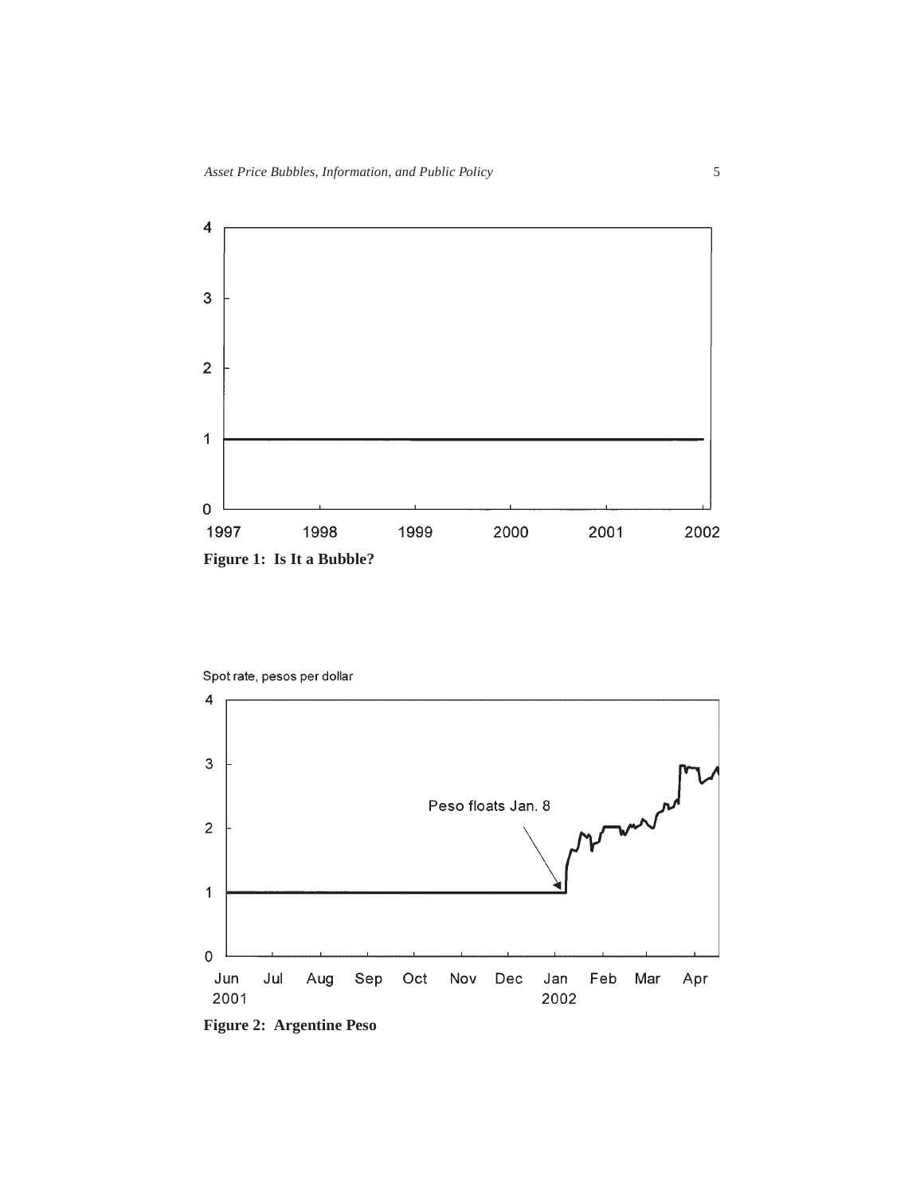**Figure 1: Is It a Bubble?**

**Figure 2: Argentine Peso**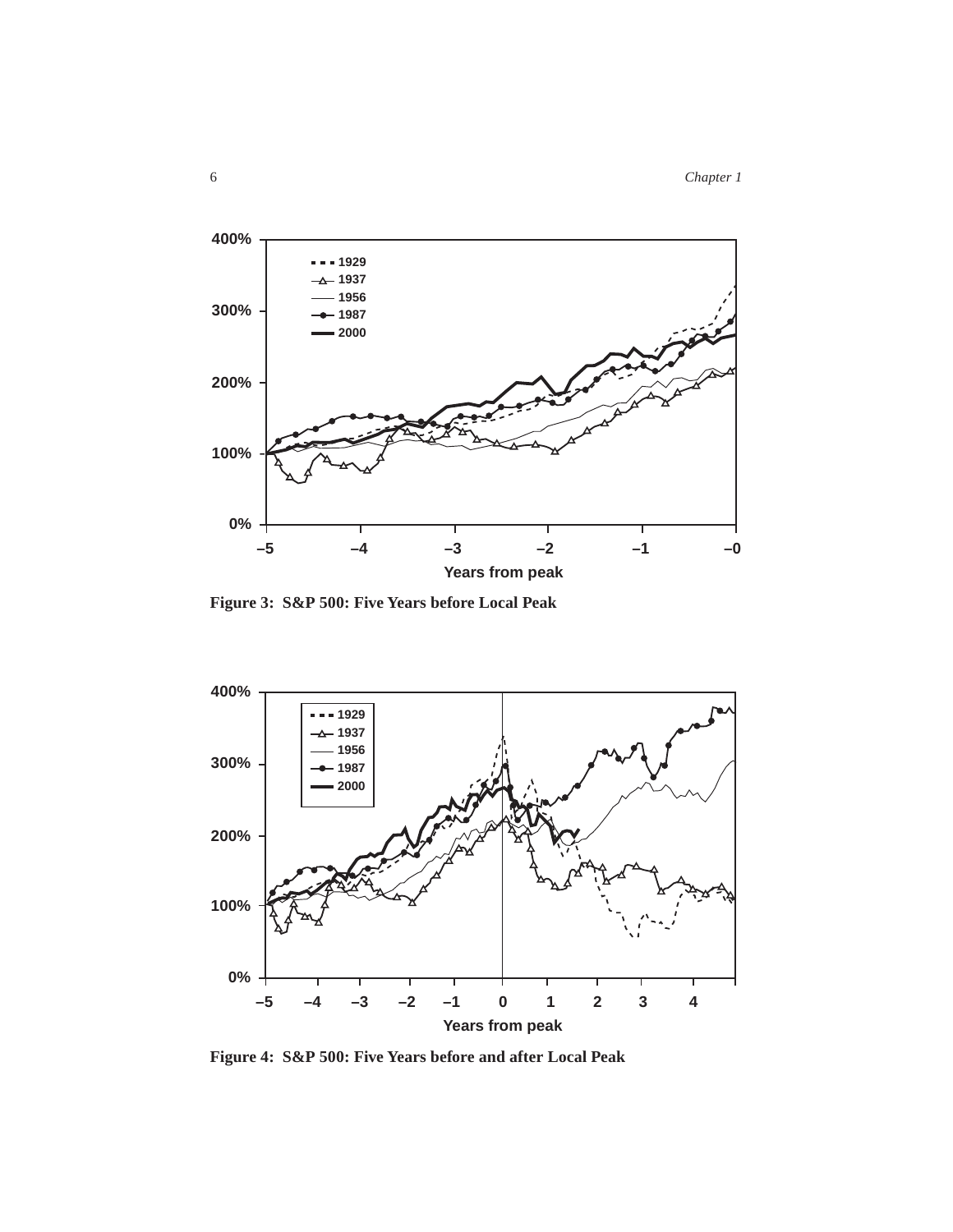Figure 3: S&P 500: Five Years before Local Peak

Figure 4: S&P 500: Five Years before and after Local Peak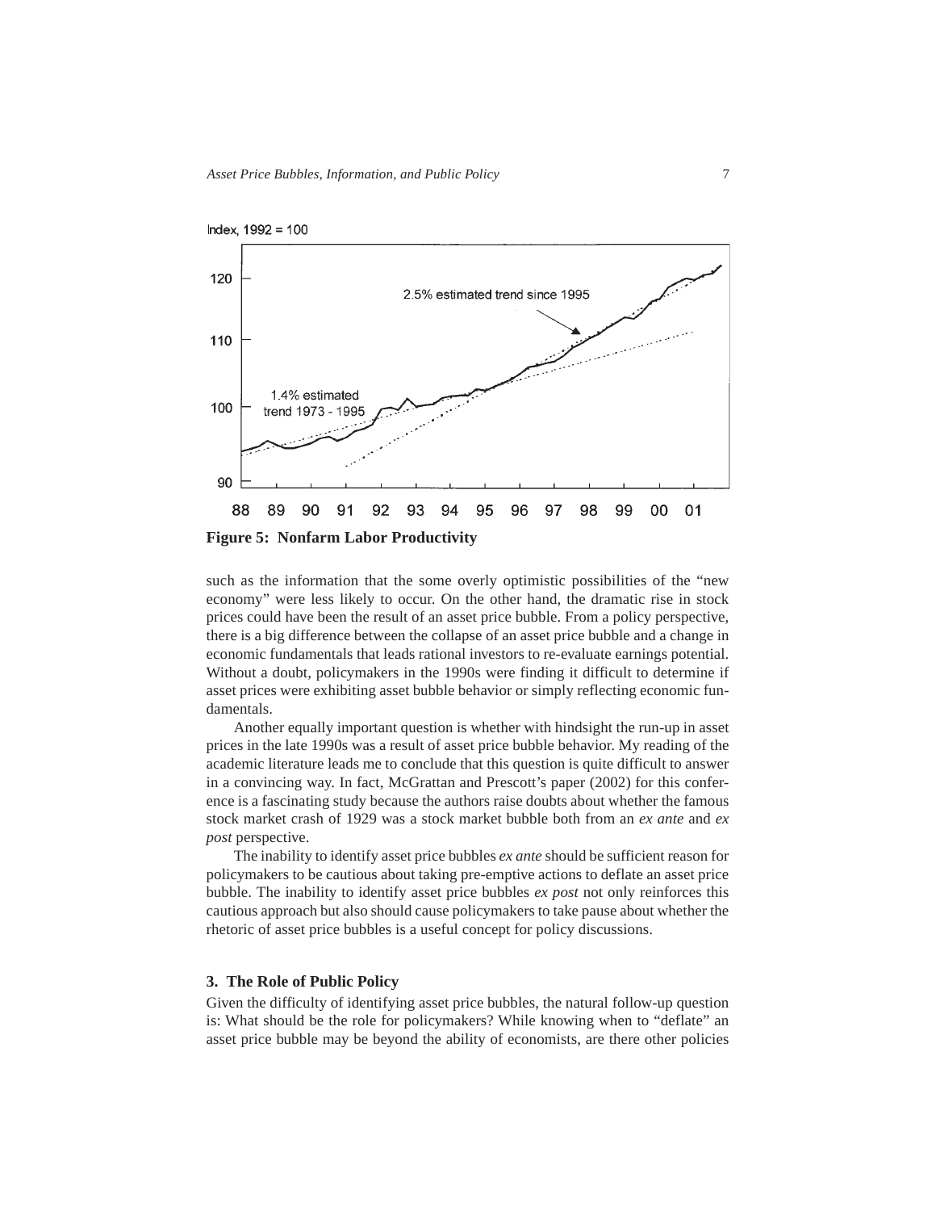**Figure 5: Nonfarm Labor Productivity**

such as the information that the some overly optimistic possibilities of the "new economy" were less likely to occur. On the other hand, the dramatic rise in stock prices could have been the result of an asset price bubble. From a policy perspective, there is a big difference between the collapse of an asset price bubble and a change in economic fundamentals that leads rational investors to re-evaluate earnings potential. Without a doubt, policymakers in the 1990s were finding it difficult to determine if asset prices were exhibiting asset bubble behavior or simply reflecting economic fundamentals.

Another equally important question is whether with hindsight the run-up in asset prices in the late 1990s was a result of asset price bubble behavior. My reading of the academic literature leads me to conclude that this question is quite difficult to answer in a convincing way. In fact, McGrattan and Prescott's paper (2002) for this conference is a fascinating study because the authors raise doubts about whether the famous stock market crash of 1929 was a stock market bubble both from an *ex ante* and *ex post* perspective.

The inability to identify asset price bubbles *ex ante* should be sufficient reason for policymakers to be cautious about taking pre-emptive actions to deflate an asset price bubble. The inability to identify asset price bubbles *ex post* not only reinforces this cautious approach but also should cause policymakers to take pause about whether the rhetoric of asset price bubbles is a useful concept for policy discussions.

### 3. The Role of Public Policy

Given the difficulty of identifying asset price bubbles, the natural follow-up question is: What should be the role for policymakers? While knowing when to "deflate" an asset price bubble may be beyond the ability of economists, are there other policies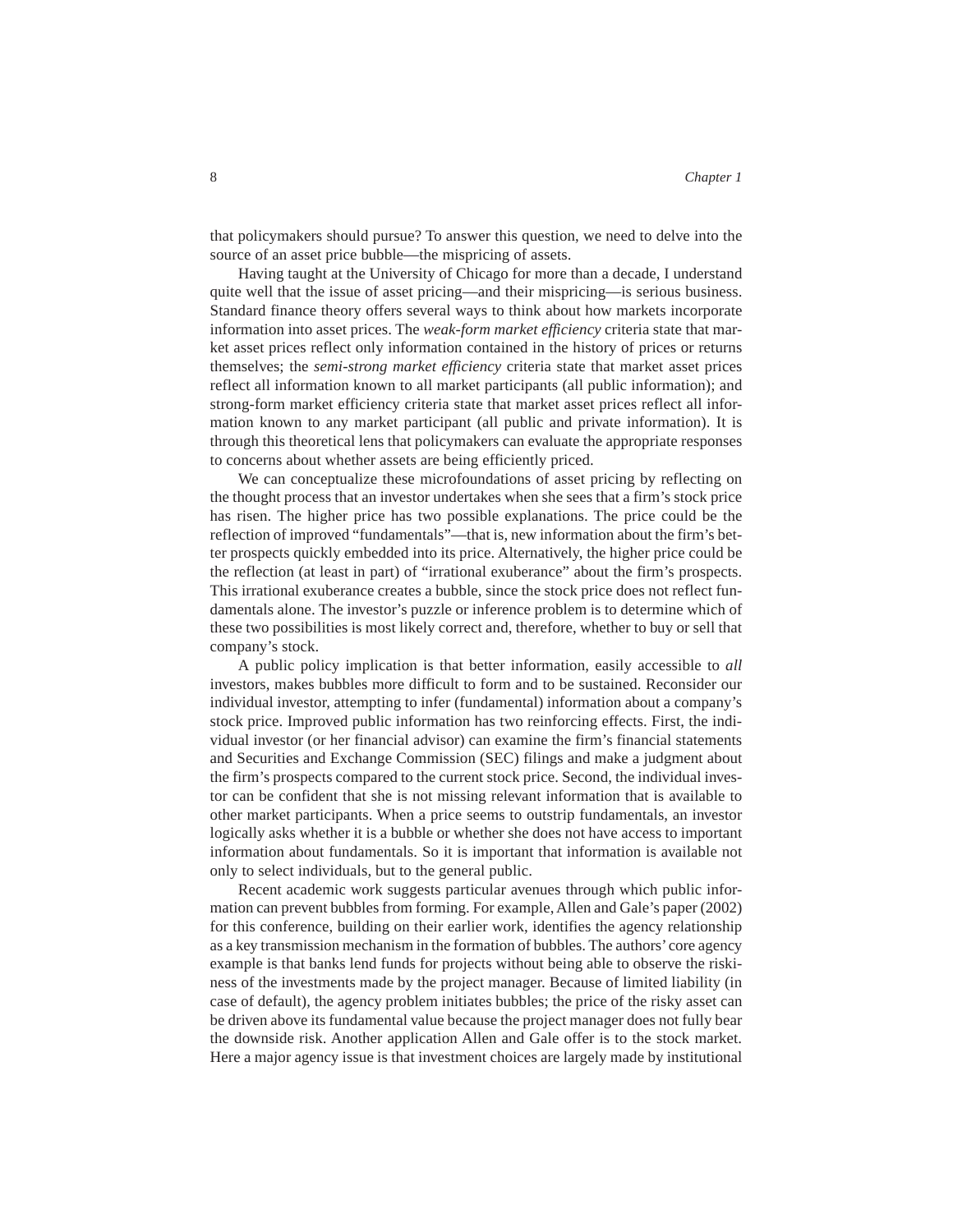that policymakers should pursue? To answer this question, we need to delve into the source of an asset price bubble—the mispricing of assets.

Having taught at the University of Chicago for more than a decade, I understand quite well that the issue of asset pricing—and their mispricing—is serious business. Standard finance theory offers several ways to think about how markets incorporate information into asset prices. The *weak-form market efficiency* criteria state that market asset prices reflect only information contained in the history of prices or returns themselves; the *semi-strong market efficiency* criteria state that market asset prices reflect all information known to all market participants (all public information); and strong-form market efficiency criteria state that market asset prices reflect all information known to any market participant (all public and private information). It is through this theoretical lens that policymakers can evaluate the appropriate responses to concerns about whether assets are being efficiently priced.

We can conceptualize these microfoundations of asset pricing by reflecting on the thought process that an investor undertakes when she sees that a firm's stock price has risen. The higher price has two possible explanations. The price could be the reflection of improved "fundamentals"—that is, new information about the firm's better prospects quickly embedded into its price. Alternatively, the higher price could be the reflection (at least in part) of "irrational exuberance" about the firm's prospects. This irrational exuberance creates a bubble, since the stock price does not reflect fundamentals alone. The investor's puzzle or inference problem is to determine which of these two possibilities is most likely correct and, therefore, whether to buy or sell that company's stock.

A public policy implication is that better information, easily accessible to *all* investors, makes bubbles more difficult to form and to be sustained. Reconsider our individual investor, attempting to infer (fundamental) information about a company's stock price. Improved public information has two reinforcing effects. First, the individual investor (or her financial advisor) can examine the firm's financial statements and Securities and Exchange Commission (SEC) filings and make a judgment about the firm's prospects compared to the current stock price. Second, the individual investor can be confident that she is not missing relevant information that is available to other market participants. When a price seems to outstrip fundamentals, an investor logically asks whether it is a bubble or whether she does not have access to important information about fundamentals. So it is important that information is available not only to select individuals, but to the general public.

Recent academic work suggests particular avenues through which public information can prevent bubbles from forming. For example, Allen and Gale's paper (2002) for this conference, building on their earlier work, identifies the agency relationship as a key transmission mechanism in the formation of bubbles. The authors' core agency example is that banks lend funds for projects without being able to observe the riskiness of the investments made by the project manager. Because of limited liability (in case of default), the agency problem initiates bubbles; the price of the risky asset can be driven above its fundamental value because the project manager does not fully bear the downside risk. Another application Allen and Gale offer is to the stock market. Here a major agency issue is that investment choices are largely made by institutional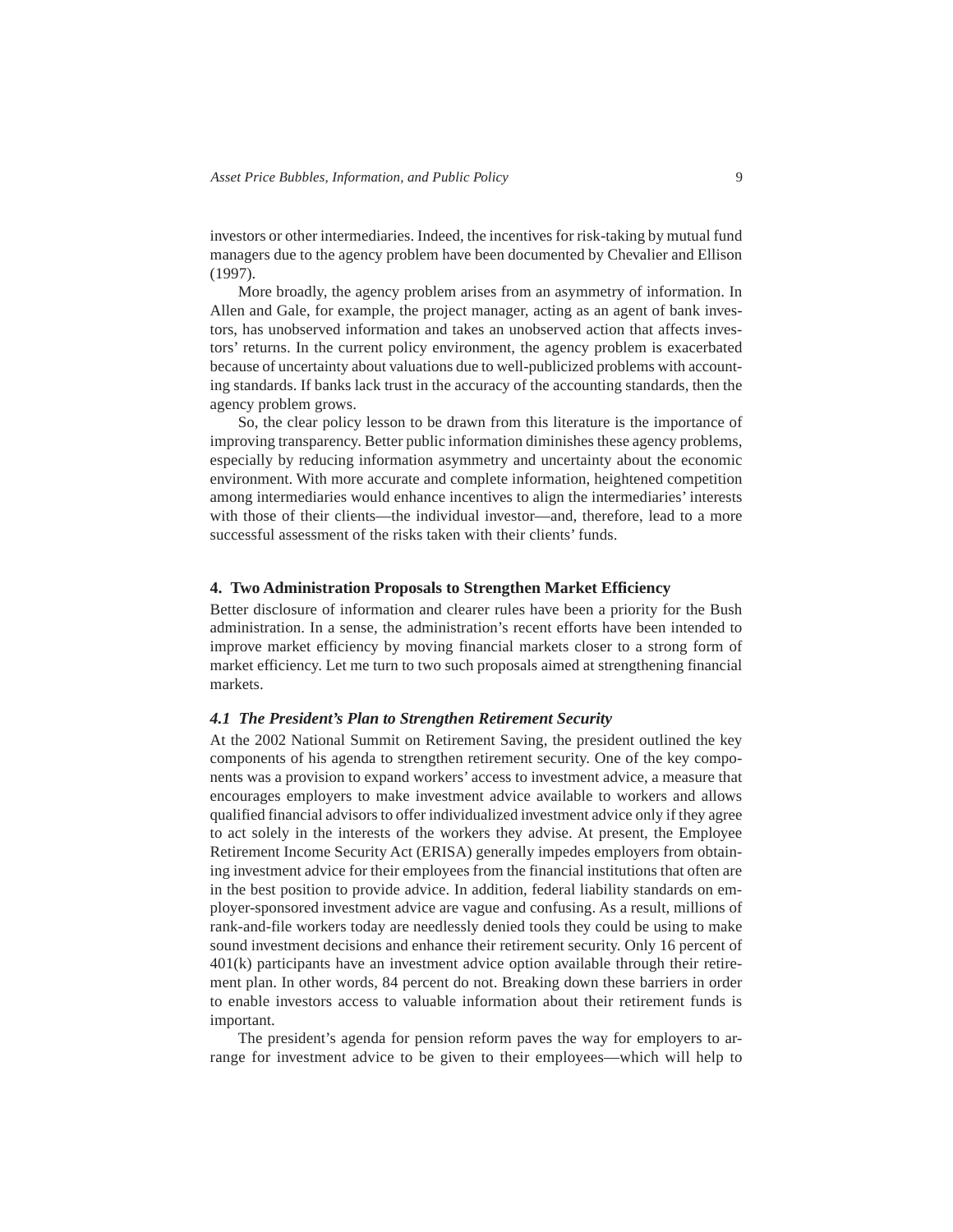investors or other intermediaries. Indeed, the incentives for risk-taking by mutual fund managers due to the agency problem have been documented by Chevalier and Ellison (1997).

More broadly, the agency problem arises from an asymmetry of information. In Allen and Gale, for example, the project manager, acting as an agent of bank investors, has unobserved information and takes an unobserved action that affects investors' returns. In the current policy environment, the agency problem is exacerbated because of uncertainty about valuations due to well-publicized problems with accounting standards. If banks lack trust in the accuracy of the accounting standards, then the agency problem grows.

So, the clear policy lesson to be drawn from this literature is the importance of improving transparency. Better public information diminishes these agency problems, especially by reducing information asymmetry and uncertainty about the economic environment. With more accurate and complete information, heightened competition among intermediaries would enhance incentives to align the intermediaries' interests with those of their clients—the individual investor—and, therefore, lead to a more successful assessment of the risks taken with their clients' funds.

## 4. Two Administration Proposals to Strengthen Market Efficiency

Better disclosure of information and clearer rules have been a priority for the Bush administration. In a sense, the administration's recent efforts have been intended to improve market efficiency by moving financial markets closer to a strong form of market efficiency. Let me turn to two such proposals aimed at strengthening financial markets.

### *4.1 The President's Plan to Strengthen Retirement Security*

At the 2002 National Summit on Retirement Saving, the president outlined the key components of his agenda to strengthen retirement security. One of the key components was a provision to expand workers' access to investment advice, a measure that encourages employers to make investment advice available to workers and allows qualified financial advisors to offer individualized investment advice only if they agree to act solely in the interests of the workers they advise. At present, the Employee Retirement Income Security Act (ERISA) generally impedes employers from obtaining investment advice for their employees from the financial institutions that often are in the best position to provide advice. In addition, federal liability standards on employer-sponsored investment advice are vague and confusing. As a result, millions of rank-and-file workers today are needlessly denied tools they could be using to make sound investment decisions and enhance their retirement security. Only 16 percent of 401(k) participants have an investment advice option available through their retirement plan. In other words, 84 percent do not. Breaking down these barriers in order to enable investors access to valuable information about their retirement funds is important.

The president's agenda for pension reform paves the way for employers to arrange for investment advice to be given to their employees—which will help to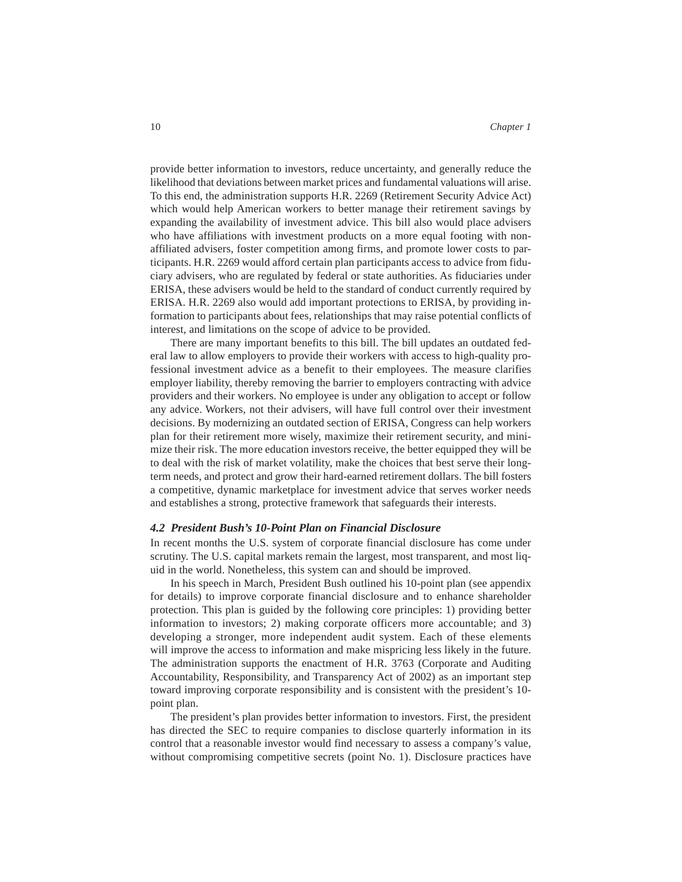provide better information to investors, reduce uncertainty, and generally reduce the likelihood that deviations between market prices and fundamental valuations will arise. To this end, the administration supports H.R. 2269 (Retirement Security Advice Act) which would help American workers to better manage their retirement savings by expanding the availability of investment advice. This bill also would place advisers who have affiliations with investment products on a more equal footing with non-affiliated advisers, foster competition among firms, and promote lower costs to participants. H.R. 2269 would afford certain plan participants access to advice from fiduciary advisers, who are regulated by federal or state authorities. As fiduciaries under ERISA, these advisers would be held to the standard of conduct currently required by ERISA. H.R. 2269 also would add important protections to ERISA, by providing information to participants about fees, relationships that may raise potential conflicts of interest, and limitations on the scope of advice to be provided.

There are many important benefits to this bill. The bill updates an outdated federal law to allow employers to provide their workers with access to high-quality professional investment advice as a benefit to their employees. The measure clarifies employer liability, thereby removing the barrier to employers contracting with advice providers and their workers. No employee is under any obligation to accept or follow any advice. Workers, not their advisers, will have full control over their investment decisions. By modernizing an outdated section of ERISA, Congress can help workers plan for their retirement more wisely, maximize their retirement security, and minimize their risk. The more education investors receive, the better equipped they will be to deal with the risk of market volatility, make the choices that best serve their long-term needs, and protect and grow their hard-earned retirement dollars. The bill fosters a competitive, dynamic marketplace for investment advice that serves worker needs and establishes a strong, protective framework that safeguards their interests.

### *4.2 President Bush's 10-Point Plan on Financial Disclosure*

In recent months the U.S. system of corporate financial disclosure has come under scrutiny. The U.S. capital markets remain the largest, most transparent, and most liquid in the world. Nonetheless, this system can and should be improved.

In his speech in March, President Bush outlined his 10-point plan (see appendix for details) to improve corporate financial disclosure and to enhance shareholder protection. This plan is guided by the following core principles: 1) providing better information to investors; 2) making corporate officers more accountable; and 3) developing a stronger, more independent audit system. Each of these elements will improve the access to information and make mispricing less likely in the future. The administration supports the enactment of H.R. 3763 (Corporate and Auditing Accountability, Responsibility, and Transparency Act of 2002) as an important step toward improving corporate responsibility and is consistent with the president's 10-point plan.

The president's plan provides better information to investors. First, the president has directed the SEC to require companies to disclose quarterly information in its control that a reasonable investor would find necessary to assess a company's value, without compromising competitive secrets (point No. 1). Disclosure practices have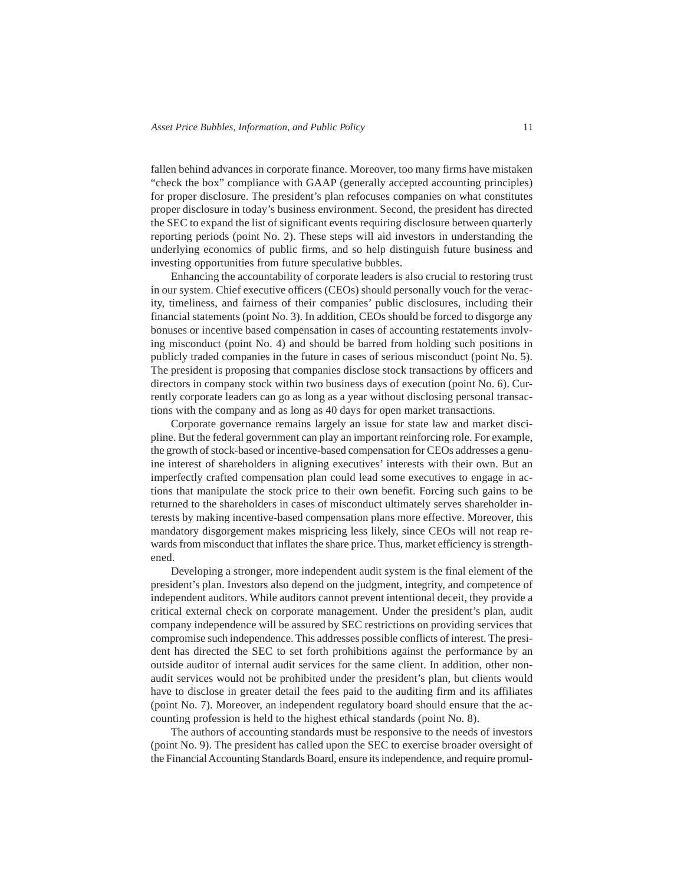fallen behind advances in corporate finance. Moreover, too many firms have mistaken "check the box" compliance with GAAP (generally accepted accounting principles) for proper disclosure. The president's plan refocuses companies on what constitutes proper disclosure in today's business environment. Second, the president has directed the SEC to expand the list of significant events requiring disclosure between quarterly reporting periods (point No. 2). These steps will aid investors in understanding the underlying economics of public firms, and so help distinguish future business and investing opportunities from future speculative bubbles.

Enhancing the accountability of corporate leaders is also crucial to restoring trust in our system. Chief executive officers (CEOs) should personally vouch for the veracity, timeliness, and fairness of their companies' public disclosures, including their financial statements (point No. 3). In addition, CEOs should be forced to disgorge any bonuses or incentive based compensation in cases of accounting restatements involving misconduct (point No. 4) and should be barred from holding such positions in publicly traded companies in the future in cases of serious misconduct (point No. 5). The president is proposing that companies disclose stock transactions by officers and directors in company stock within two business days of execution (point No. 6). Currently corporate leaders can go as long as a year without disclosing personal transactions with the company and as long as 40 days for open market transactions.

Corporate governance remains largely an issue for state law and market discipline. But the federal government can play an important reinforcing role. For example, the growth of stock-based or incentive-based compensation for CEOs addresses a genuine interest of shareholders in aligning executives' interests with their own. But an imperfectly crafted compensation plan could lead some executives to engage in actions that manipulate the stock price to their own benefit. Forcing such gains to be returned to the shareholders in cases of misconduct ultimately serves shareholder interests by making incentive-based compensation plans more effective. Moreover, this mandatory disgorgement makes mispricing less likely, since CEOs will not reap rewards from misconduct that inflates the share price. Thus, market efficiency is strengthened.

Developing a stronger, more independent audit system is the final element of the president's plan. Investors also depend on the judgment, integrity, and competence of independent auditors. While auditors cannot prevent intentional deceit, they provide a critical external check on corporate management. Under the president's plan, audit company independence will be assured by SEC restrictions on providing services that compromise such independence. This addresses possible conflicts of interest. The president has directed the SEC to set forth prohibitions against the performance by an outside auditor of internal audit services for the same client. In addition, other non-audit services would not be prohibited under the president's plan, but clients would have to disclose in greater detail the fees paid to the auditing firm and its affiliates (point No. 7). Moreover, an independent regulatory board should ensure that the accounting profession is held to the highest ethical standards (point No. 8).

The authors of accounting standards must be responsive to the needs of investors (point No. 9). The president has called upon the SEC to exercise broader oversight of the Financial Accounting Standards Board, ensure its independence, and require promul-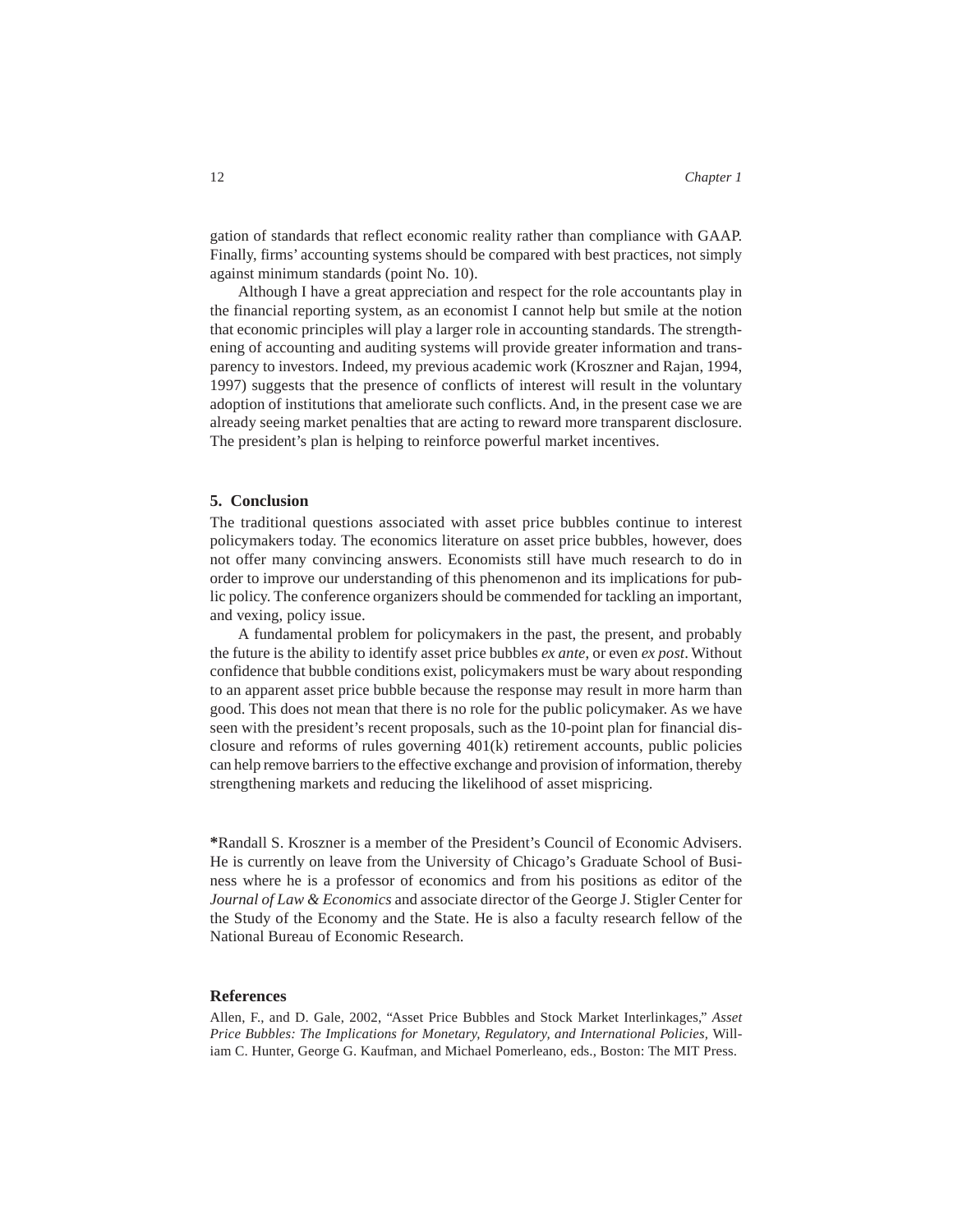gation of standards that reflect economic reality rather than compliance with GAAP. Finally, firms' accounting systems should be compared with best practices, not simply against minimum standards (point No. 10).

Although I have a great appreciation and respect for the role accountants play in the financial reporting system, as an economist I cannot help but smile at the notion that economic principles will play a larger role in accounting standards. The strengthening of accounting and auditing systems will provide greater information and transparency to investors. Indeed, my previous academic work (Kroszner and Rajan, 1994, 1997) suggests that the presence of conflicts of interest will result in the voluntary adoption of institutions that ameliorate such conflicts. And, in the present case we are already seeing market penalties that are acting to reward more transparent disclosure. The president's plan is helping to reinforce powerful market incentives.

## 5. Conclusion

The traditional questions associated with asset price bubbles continue to interest policymakers today. The economics literature on asset price bubbles, however, does not offer many convincing answers. Economists still have much research to do in order to improve our understanding of this phenomenon and its implications for public policy. The conference organizers should be commended for tackling an important, and vexing, policy issue.

A fundamental problem for policymakers in the past, the present, and probably the future is the ability to identify asset price bubbles *ex ante*, or even *ex post*. Without confidence that bubble conditions exist, policymakers must be wary about responding to an apparent asset price bubble because the response may result in more harm than good. This does not mean that there is no role for the public policymaker. As we have seen with the president's recent proposals, such as the 10-point plan for financial disclosure and reforms of rules governing 401(k) retirement accounts, public policies can help remove barriers to the effective exchange and provision of information, thereby strengthening markets and reducing the likelihood of asset mispricing.

**\***Randall S. Kroszner is a member of the President's Council of Economic Advisers. He is currently on leave from the University of Chicago's Graduate School of Business where he is a professor of economics and from his positions as editor of the *Journal of Law & Economics* and associate director of the George J. Stigler Center for the Study of the Economy and the State. He is also a faculty research fellow of the National Bureau of Economic Research.

## References

Allen, F., and D. Gale, 2002, "Asset Price Bubbles and Stock Market Interlinkages," *Asset Price Bubbles: The Implications for Monetary, Regulatory, and International Policies,* William C. Hunter, George G. Kaufman, and Michael Pomerleano, eds., Boston: The MIT Press.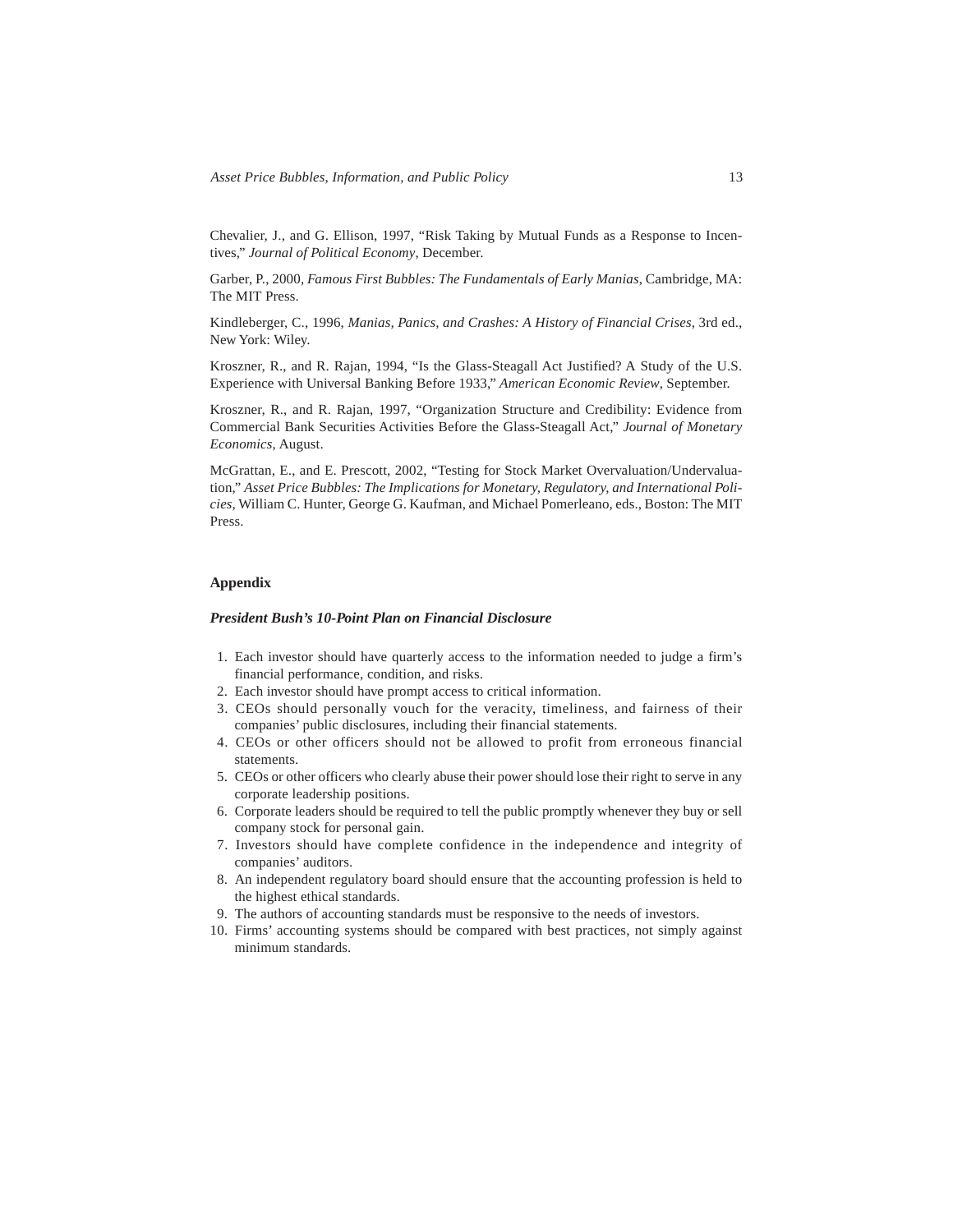Chevalier, J., and G. Ellison, 1997, "Risk Taking by Mutual Funds as a Response to Incentives," *Journal of Political Economy*, December.

Garber, P., 2000, *Famous First Bubbles: The Fundamentals of Early Manias*, Cambridge, MA: The MIT Press.

Kindleberger, C., 1996, *Manias, Panics, and Crashes: A History of Financial Crises*, 3rd ed., New York: Wiley.

Kroszner, R., and R. Rajan, 1994, "Is the Glass-Steagall Act Justified? A Study of the U.S. Experience with Universal Banking Before 1933," *American Economic Review*, September.

Kroszner, R., and R. Rajan, 1997, "Organization Structure and Credibility: Evidence from Commercial Bank Securities Activities Before the Glass-Steagall Act," *Journal of Monetary Economics*, August.

McGrattan, E., and E. Prescott, 2002, "Testing for Stock Market Overvaluation/Undervaluation," *Asset Price Bubbles: The Implications for Monetary, Regulatory, and International Policies*, William C. Hunter, George G. Kaufman, and Michael Pomerleano, eds., Boston: The MIT Press.

## Appendix

### *President Bush's 10-Point Plan on Financial Disclosure*

1. Each investor should have quarterly access to the information needed to judge a firm's financial performance, condition, and risks.
2. Each investor should have prompt access to critical information.
3. CEOs should personally vouch for the veracity, timeliness, and fairness of their companies' public disclosures, including their financial statements.
4. CEOs or other officers should not be allowed to profit from erroneous financial statements.
5. CEOs or other officers who clearly abuse their power should lose their right to serve in any corporate leadership positions.
6. Corporate leaders should be required to tell the public promptly whenever they buy or sell company stock for personal gain.
7. Investors should have complete confidence in the independence and integrity of companies' auditors.
8. An independent regulatory board should ensure that the accounting profession is held to the highest ethical standards.
9. The authors of accounting standards must be responsive to the needs of investors.
10. Firms' accounting systems should be compared with best practices, not simply against minimum standards.